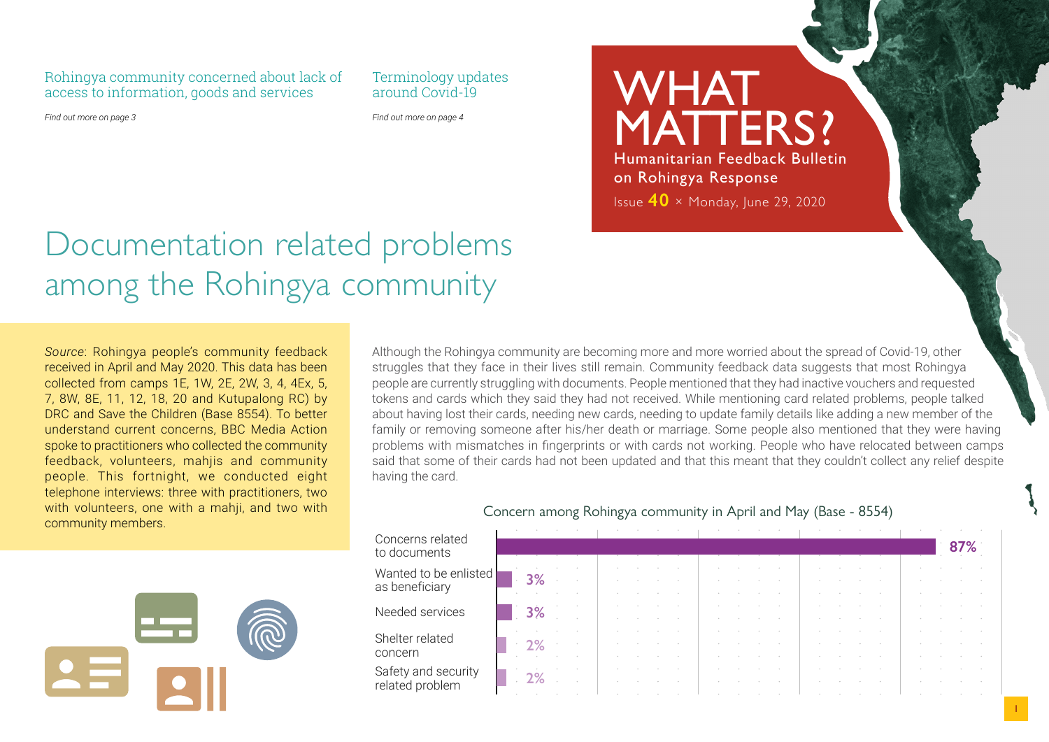Rohingya community concerned about lack of access to information, goods and services

*Find out more on page 3*

Terminology updates around Covid-19

*Find out more on page 4*

# WHAT MATTERS?

Humanitarian Feedback Bulletin on Rohingya Response

Issue **40** × Monday, June 29, 2020

# Documentation related problems among the Rohingya community

*Source*: Rohingya people's community feedback received in April and May 2020. This data has been collected from camps 1E, 1W, 2E, 2W, 3, 4, 4Ex, 5, 7, 8W, 8E, 11, 12, 18, 20 and Kutupalong RC) by DRC and Save the Children (Base 8554). To better understand current concerns, BBC Media Action spoke to practitioners who collected the community feedback, volunteers, mahjis and community people. This fortnight, we conducted eight telephone interviews: three with practitioners, two with volunteers, one with a mahji, and two with community members.

Although the Rohingya community are becoming more and more worried about the spread of Covid-19, other struggles that they face in their lives still remain. Community feedback data suggests that most Rohingya people are currently struggling with documents. People mentioned that they had inactive vouchers and requested tokens and cards which they said they had not received. While mentioning card related problems, people talked about having lost their cards, needing new cards, needing to update family details like adding a new member of the family or removing someone after his/her death or marriage. Some people also mentioned that they were having problems with mismatches in fingerprints or with cards not working. People who have relocated between camps said that some of their cards had not been updated and that this meant that they couldn't collect any relief despite having the card.

Concern among Rohingya community in April and May (Base - 8554)

| Concern | Percentage |
|---|---|
| Concerns related to documents | 87% |
| Wanted to be enlisted as beneficiary | 3% |
| Needed services | 3% |
| Shelter related concern | 2% |
| Safety and security related problem | 2% |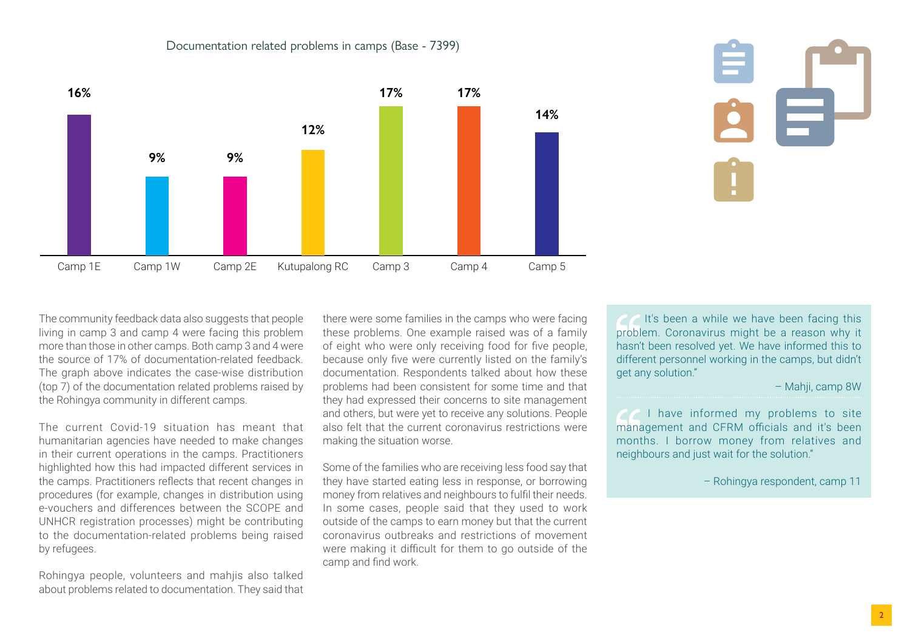Documentation related problems in camps (Base - 7399)

| Camp | Percentage |
|---|---|
| Camp 1E | 16% |
| Camp 1W | 9% |
| Camp 2E | 9% |
| Kutupalong RC | 12% |
| Camp 3 | 17% |
| Camp 4 | 17% |
| Camp 5 | 14% |

The community feedback data also suggests that people living in camp 3 and camp 4 were facing this problem more than those in other camps. Both camp 3 and 4 were the source of 17% of documentation-related feedback. The graph above indicates the case-wise distribution (top 7) of the documentation related problems raised by the Rohingya community in different camps.

The current Covid-19 situation has meant that humanitarian agencies have needed to make changes in their current operations in the camps. Practitioners highlighted how this had impacted different services in the camps. Practitioners reflects that recent changes in procedures (for example, changes in distribution using e-vouchers and differences between the SCOPE and UNHCR registration processes) might be contributing to the documentation-related problems being raised by refugees.

Rohingya people, volunteers and mahjis also talked about problems related to documentation. They said that there were some families in the camps who were facing these problems. One example raised was of a family of eight who were only receiving food for five people, because only five were currently listed on the family's documentation. Respondents talked about how these problems had been consistent for some time and that they had expressed their concerns to site management and others, but were yet to receive any solutions. People also felt that the current coronavirus restrictions were making the situation worse.

Some of the families who are receiving less food say that they have started eating less in response, or borrowing money from relatives and neighbours to fulfil their needs. In some cases, people said that they used to work outside of the camps to earn money but that the current coronavirus outbreaks and restrictions of movement were making it difficult for them to go outside of the camp and find work.

> "It's been a while we have been facing this problem. Coronavirus might be a reason why it hasn't been resolved yet. We have informed this to different personnel working in the camps, but didn't get any solution."
>
> – Mahji, camp 8W

> "I have informed my problems to site management and CFRM officials and it's been months. I borrow money from relatives and neighbours and just wait for the solution."
>
> – Rohingya respondent, camp 11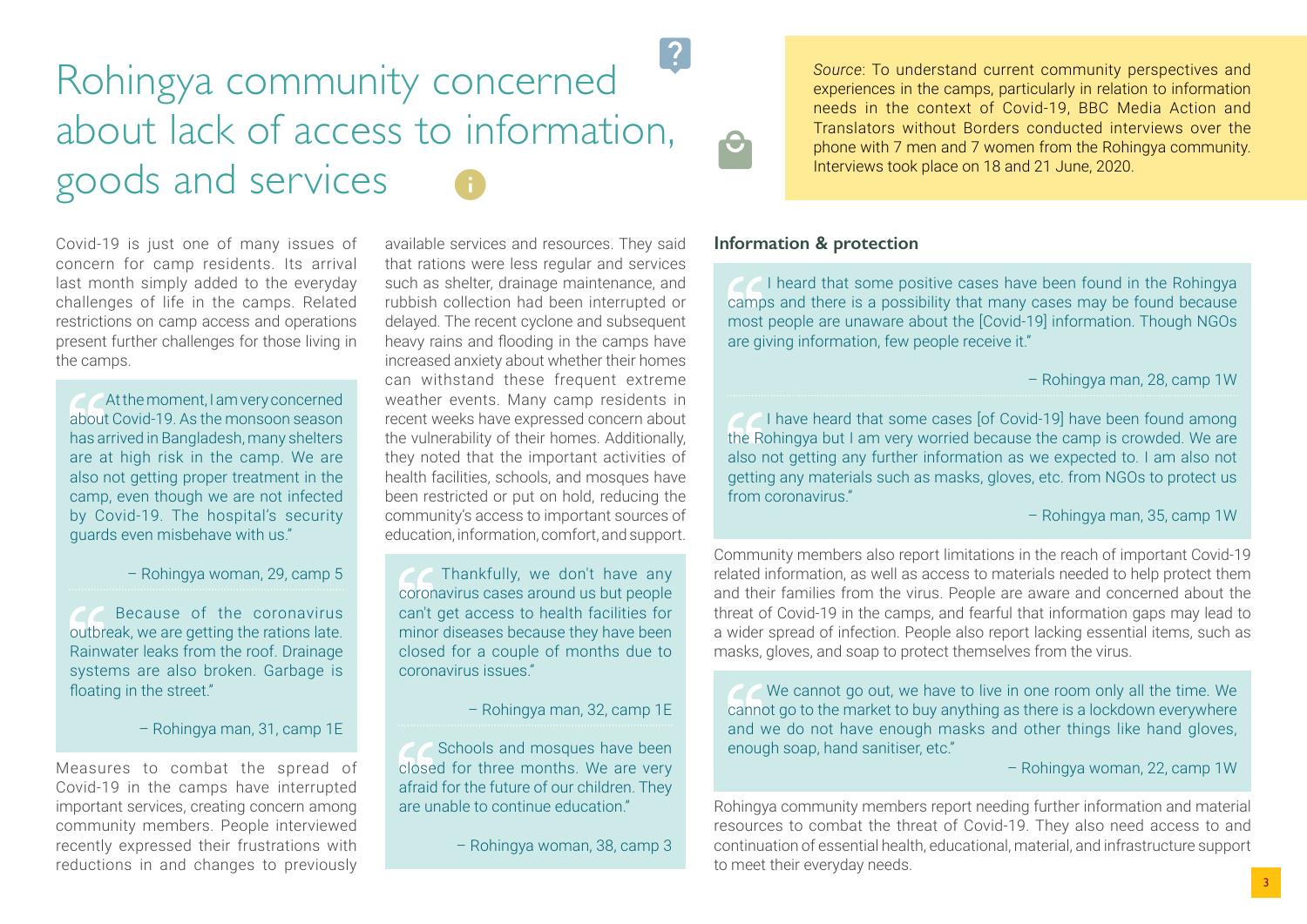# Rohingya community concerned about lack of access to information, goods and services

*Source*: To understand current community perspectives and experiences in the camps, particularly in relation to information needs in the context of Covid-19, BBC Media Action and Translators without Borders conducted interviews over the phone with 7 men and 7 women from the Rohingya community. Interviews took place on 18 and 21 June, 2020.

Covid-19 is just one of many issues of concern for camp residents. Its arrival last month simply added to the everyday challenges of life in the camps. Related restrictions on camp access and operations present further challenges for those living in the camps.

> At the moment, I am very concerned about Covid-19. As the monsoon season has arrived in Bangladesh, many shelters are at high risk in the camp. We are also not getting proper treatment in the camp, even though we are not infected by Covid-19. The hospital's security guards even misbehave with us."
>
> – Rohingya woman, 29, camp 5

> Because of the coronavirus outbreak, we are getting the rations late. Rainwater leaks from the roof. Drainage systems are also broken. Garbage is floating in the street."
>
> – Rohingya man, 31, camp 1E

Measures to combat the spread of Covid-19 in the camps have interrupted important services, creating concern among community members. People interviewed recently expressed their frustrations with reductions in and changes to previously available services and resources. They said that rations were less regular and services such as shelter, drainage maintenance, and rubbish collection had been interrupted or delayed. The recent cyclone and subsequent heavy rains and flooding in the camps have increased anxiety about whether their homes can withstand these frequent extreme weather events. Many camp residents in recent weeks have expressed concern about the vulnerability of their homes. Additionally, they noted that the important activities of health facilities, schools, and mosques have been restricted or put on hold, reducing the community's access to important sources of education, information, comfort, and support.

> Thankfully, we don't have any coronavirus cases around us but people can't get access to health facilities for minor diseases because they have been closed for a couple of months due to coronavirus issues."
>
> – Rohingya man, 32, camp 1E

> Schools and mosques have been closed for three months. We are very afraid for the future of our children. They are unable to continue education."
>
> – Rohingya woman, 38, camp 3

## Information & protection

> I heard that some positive cases have been found in the Rohingya camps and there is a possibility that many cases may be found because most people are unaware about the [Covid-19] information. Though NGOs are giving information, few people receive it."
>
> – Rohingya man, 28, camp 1W

> I have heard that some cases [of Covid-19] have been found among the Rohingya but I am very worried because the camp is crowded. We are also not getting any further information as we expected to. I am also not getting any materials such as masks, gloves, etc. from NGOs to protect us from coronavirus."
>
> – Rohingya man, 35, camp 1W

Community members also report limitations in the reach of important Covid-19 related information, as well as access to materials needed to help protect them and their families from the virus. People are aware and concerned about the threat of Covid-19 in the camps, and fearful that information gaps may lead to a wider spread of infection. People also report lacking essential items, such as masks, gloves, and soap to protect themselves from the virus.

> We cannot go out, we have to live in one room only all the time. We cannot go to the market to buy anything as there is a lockdown everywhere and we do not have enough masks and other things like hand gloves, enough soap, hand sanitiser, etc."
>
> – Rohingya woman, 22, camp 1W

Rohingya community members report needing further information and material resources to combat the threat of Covid-19. They also need access to and continuation of essential health, educational, material, and infrastructure support to meet their everyday needs.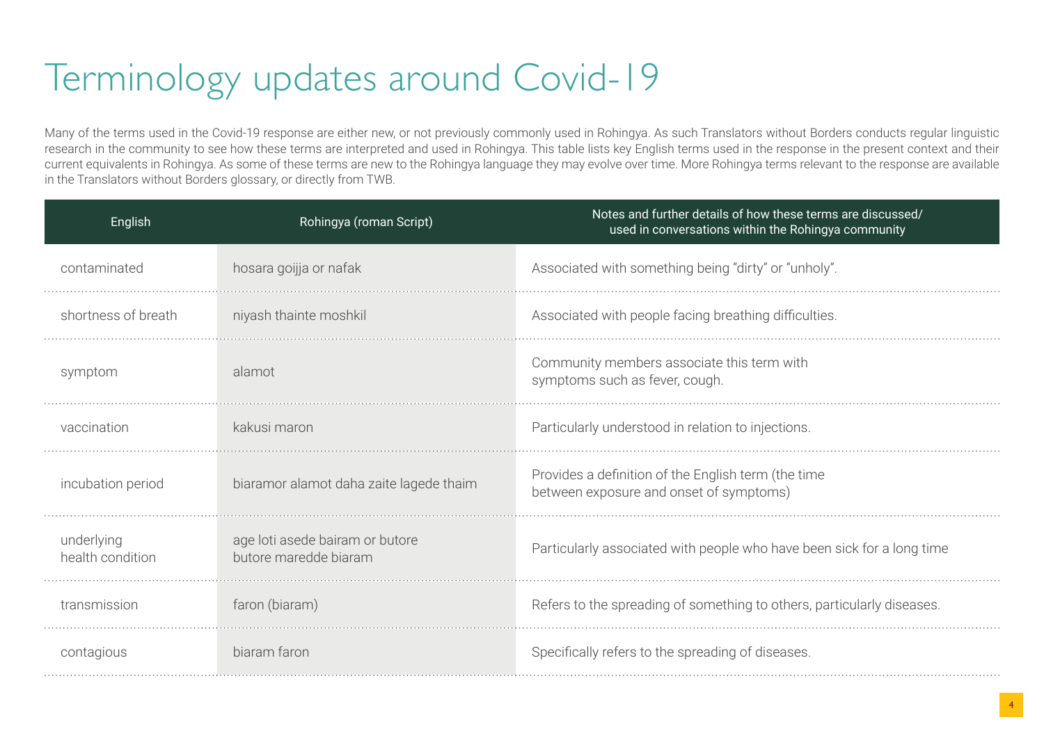# Terminology updates around Covid-19

Many of the terms used in the Covid-19 response are either new, or not previously commonly used in Rohingya. As such Translators without Borders conducts regular linguistic research in the community to see how these terms are interpreted and used in Rohingya. This table lists key English terms used in the response in the present context and their current equivalents in Rohingya. As some of these terms are new to the Rohingya language they may evolve over time. More Rohingya terms relevant to the response are available in the Translators without Borders glossary, or directly from TWB.

| English | Rohingya (roman Script) | Notes and further details of how these terms are discussed/ used in conversations within the Rohingya community |
|---|---|---|
| contaminated | hosara goijja or nafak | Associated with something being "dirty" or "unholy". |
| shortness of breath | niyash thainte moshkil | Associated with people facing breathing difficulties. |
| symptom | alamot | Community members associate this term with symptoms such as fever, cough. |
| vaccination | kakusi maron | Particularly understood in relation to injections. |
| incubation period | biaramor alamot daha zaite lagede thaim | Provides a definition of the English term (the time between exposure and onset of symptoms) |
| underlying health condition | age loti asede bairam or butore butore maredde biaram | Particularly associated with people who have been sick for a long time |
| transmission | faron (biaram) | Refers to the spreading of something to others, particularly diseases. |
| contagious | biaram faron | Specifically refers to the spreading of diseases. |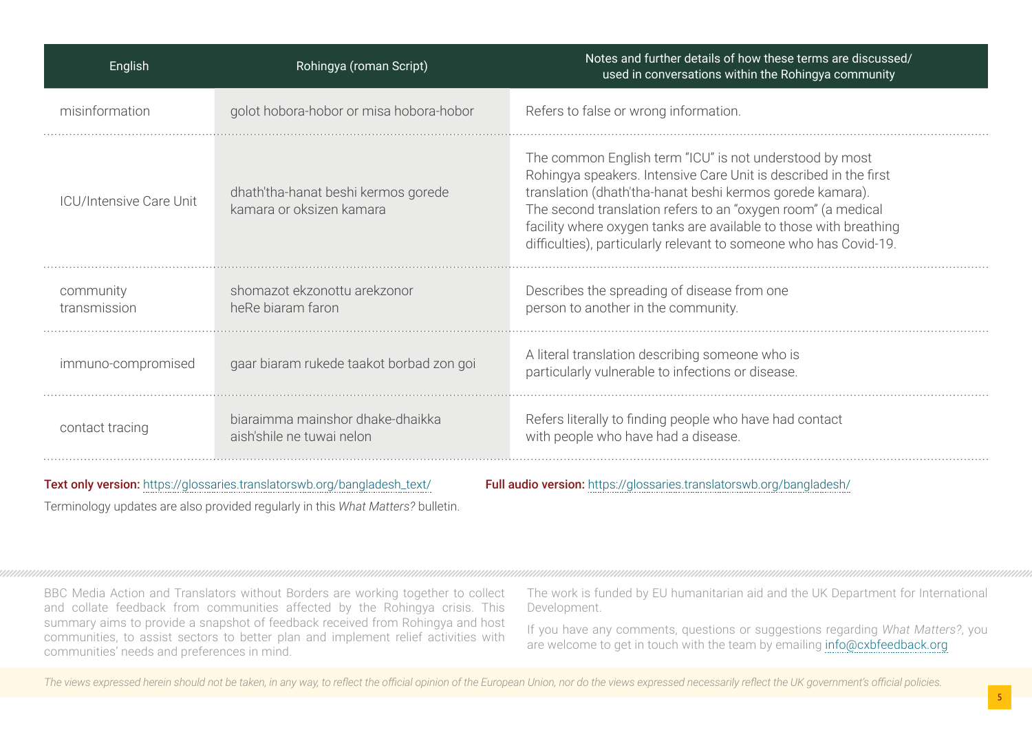| English | Rohingya (roman Script) | Notes and further details of how these terms are discussed/ used in conversations within the Rohingya community |
|---|---|---|
| misinformation | golot hobora-hobor or misa hobora-hobor | Refers to false or wrong information. |
| ICU/Intensive Care Unit | dhath'tha-hanat beshi kermos gorede kamara or oksizen kamara | The common English term "ICU" is not understood by most Rohingya speakers. Intensive Care Unit is described in the first translation (dhath'tha-hanat beshi kermos gorede kamara). The second translation refers to an "oxygen room" (a medical facility where oxygen tanks are available to those with breathing difficulties), particularly relevant to someone who has Covid-19. |
| community transmission | shomazot ekzonottu arekzonor heRe biaram faron | Describes the spreading of disease from one person to another in the community. |
| immuno-compromised | gaar biaram rukede taakot borbad zon goi | A literal translation describing someone who is particularly vulnerable to infections or disease. |
| contact tracing | biaraimma mainshor dhake-dhaikka aish'shile ne tuwai nelon | Refers literally to finding people who have had contact with people who have had a disease. |

**Text only version:** https://glossaries.translatorswb.org/bangladesh_text/

**Full audio version:** https://glossaries.translatorswb.org/bangladesh/

Terminology updates are also provided regularly in this *What Matters?* bulletin.

BBC Media Action and Translators without Borders are working together to collect and collate feedback from communities affected by the Rohingya crisis. This summary aims to provide a snapshot of feedback received from Rohingya and host communities, to assist sectors to better plan and implement relief activities with communities' needs and preferences in mind.

The work is funded by EU humanitarian aid and the UK Department for International Development.

If you have any comments, questions or suggestions regarding *What Matters?*, you are welcome to get in touch with the team by emailing info@cxbfeedback.org

*The views expressed herein should not be taken, in any way, to reflect the official opinion of the European Union, nor do the views expressed necessarily reflect the UK government's official policies.*